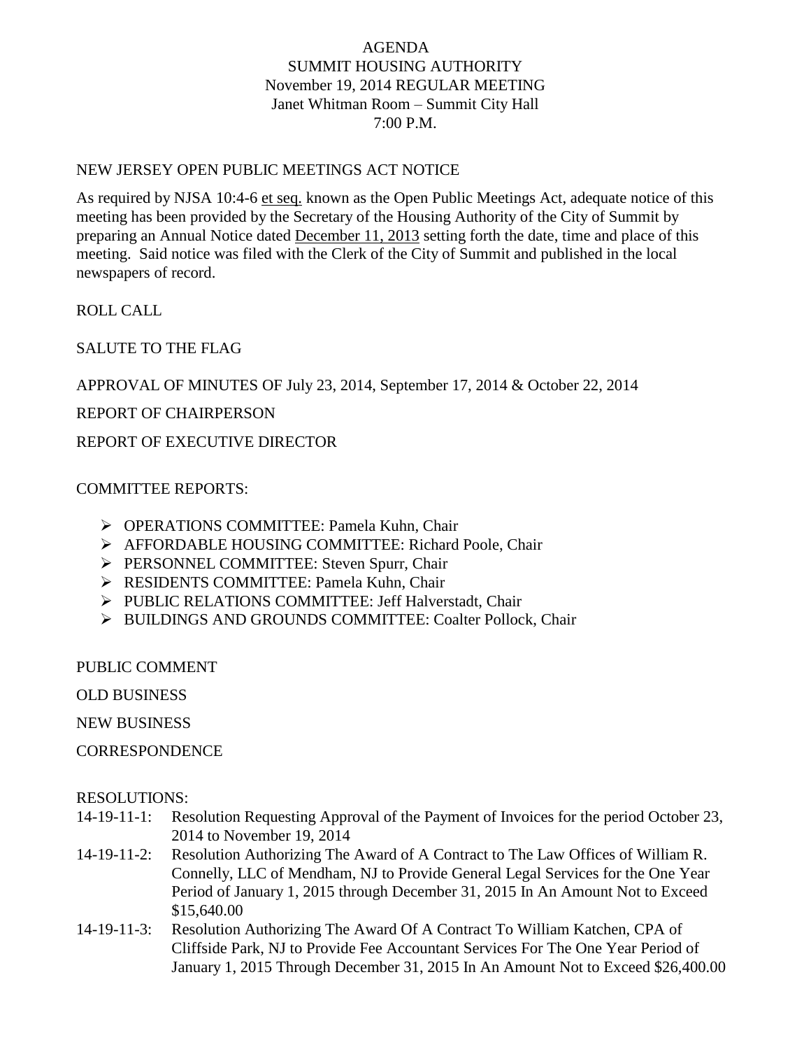AGENDA
SUMMIT HOUSING AUTHORITY
November 19, 2014 REGULAR MEETING
Janet Whitman Room – Summit City Hall
7:00 P.M.

NEW JERSEY OPEN PUBLIC MEETINGS ACT NOTICE

As required by NJSA 10:4-6 et seq. known as the Open Public Meetings Act, adequate notice of this meeting has been provided by the Secretary of the Housing Authority of the City of Summit by preparing an Annual Notice dated December 11, 2013 setting forth the date, time and place of this meeting. Said notice was filed with the Clerk of the City of Summit and published in the local newspapers of record.

ROLL CALL

SALUTE TO THE FLAG

APPROVAL OF MINUTES OF July 23, 2014, September 17, 2014 & October 22, 2014

REPORT OF CHAIRPERSON

REPORT OF EXECUTIVE DIRECTOR

COMMITTEE REPORTS:

- OPERATIONS COMMITTEE: Pamela Kuhn, Chair
- AFFORDABLE HOUSING COMMITTEE: Richard Poole, Chair
- PERSONNEL COMMITTEE: Steven Spurr, Chair
- RESIDENTS COMMITTEE: Pamela Kuhn, Chair
- PUBLIC RELATIONS COMMITTEE: Jeff Halverstadt, Chair
- BUILDINGS AND GROUNDS COMMITTEE: Coalter Pollock, Chair

PUBLIC COMMENT

OLD BUSINESS

NEW BUSINESS

CORRESPONDENCE

RESOLUTIONS:

14-19-11-1: Resolution Requesting Approval of the Payment of Invoices for the period October 23, 2014 to November 19, 2014

14-19-11-2: Resolution Authorizing The Award of A Contract to The Law Offices of William R. Connelly, LLC of Mendham, NJ to Provide General Legal Services for the One Year Period of January 1, 2015 through December 31, 2015 In An Amount Not to Exceed $15,640.00

14-19-11-3: Resolution Authorizing The Award Of A Contract To William Katchen, CPA of Cliffside Park, NJ to Provide Fee Accountant Services For The One Year Period of January 1, 2015 Through December 31, 2015 In An Amount Not to Exceed $26,400.00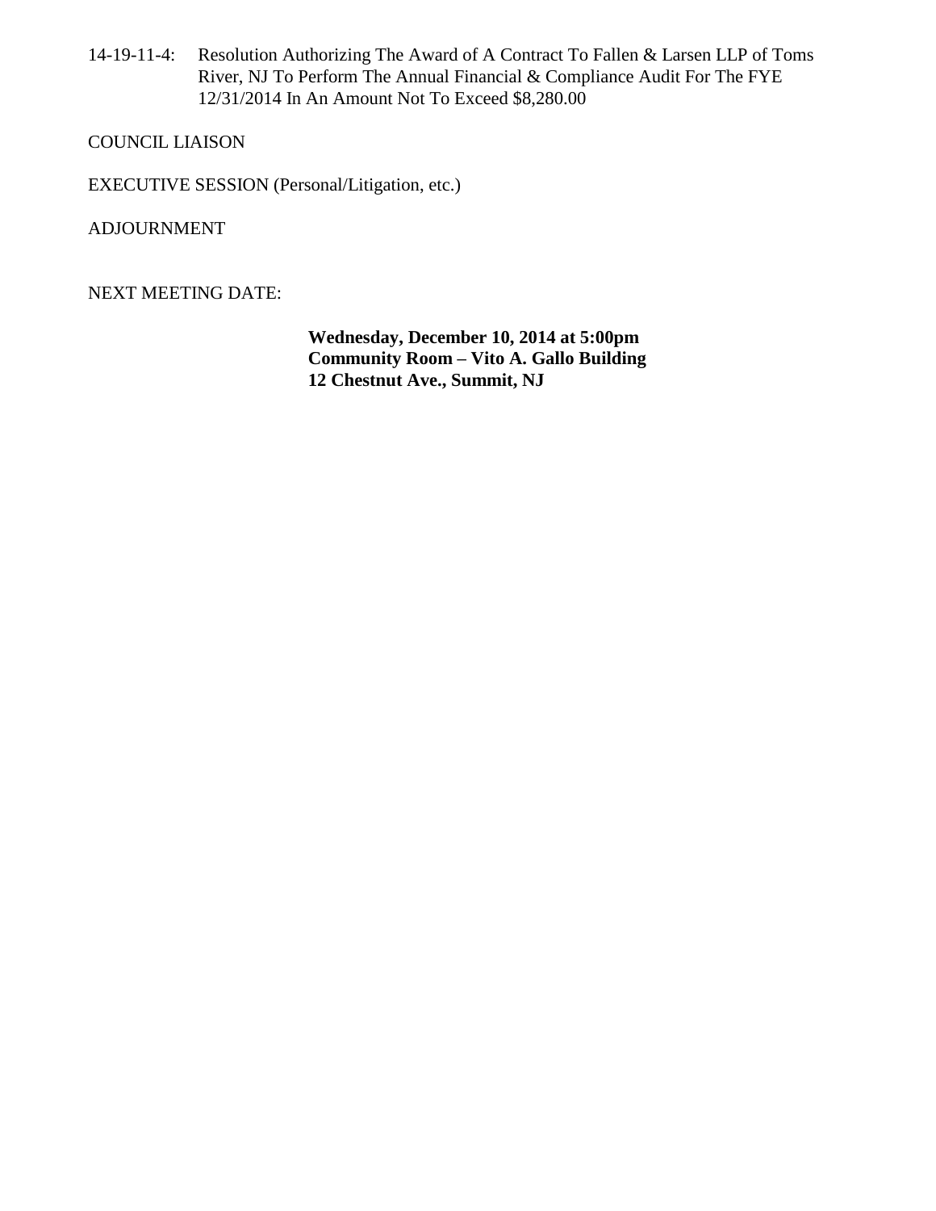14-19-11-4: Resolution Authorizing The Award of A Contract To Fallen & Larsen LLP of Toms River, NJ To Perform The Annual Financial & Compliance Audit For The FYE 12/31/2014 In An Amount Not To Exceed $8,280.00

COUNCIL LIAISON

EXECUTIVE SESSION (Personal/Litigation, etc.)

ADJOURNMENT

NEXT MEETING DATE:

**Wednesday, December 10, 2014 at 5:00pm**
**Community Room – Vito A. Gallo Building**
**12 Chestnut Ave., Summit, NJ**